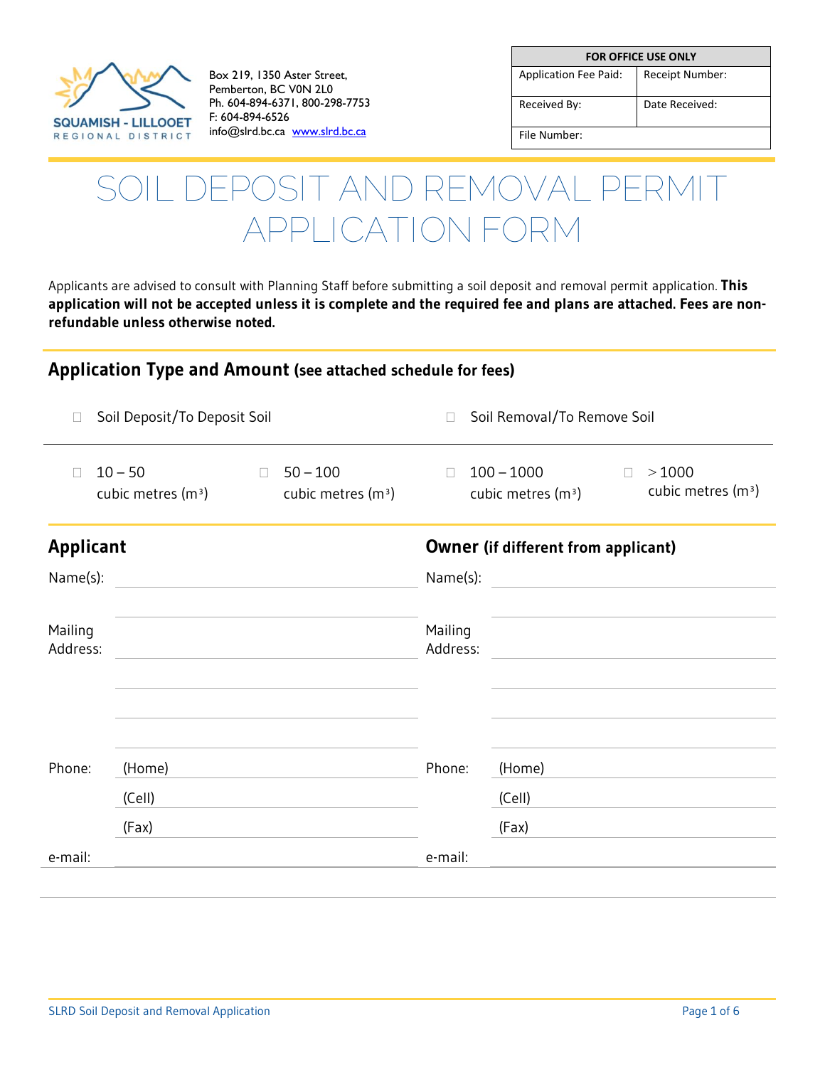SQUAMISH - LILLOOET REGIONAL DISTRICT

Box 219, 1350 Aster Street,
Pemberton, BC V0N 2L0
Ph. 604-894-6371, 800-298-7753
F: 604-894-6526
info@slrd.bc.ca www.slrd.bc.ca

| FOR OFFICE USE ONLY | |
|---|---|
| Application Fee Paid: | Receipt Number: |
| Received By: | Date Received: |
| File Number: | |

# SOIL DEPOSIT AND REMOVAL PERMIT APPLICATION FORM

Applicants are advised to consult with Planning Staff before submitting a soil deposit and removal permit application. **This application will not be accepted unless it is complete and the required fee and plans are attached. Fees are non-refundable unless otherwise noted.**

## Application Type and Amount (see attached schedule for fees)

☐ Soil Deposit/To Deposit Soil ☐ Soil Removal/To Remove Soil

☐ 10 – 50 cubic metres ($m^3$) ☐ 50 – 100 cubic metres ($m^3$) ☐ 100 – 1000 cubic metres ($m^3$) ☐ > 1000 cubic metres ($m^3$)

## Applicant

Name(s): ______________________

______________________

Mailing Address: ______________________

______________________

______________________

______________________

Phone: (Home) ______________________

(Cell) ______________________

(Fax) ______________________

e-mail: ______________________

## Owner (if different from applicant)

Name(s): ______________________

______________________

Mailing Address: ______________________

______________________

______________________

______________________

Phone: (Home) ______________________

(Cell) ______________________

(Fax) ______________________

e-mail: ______________________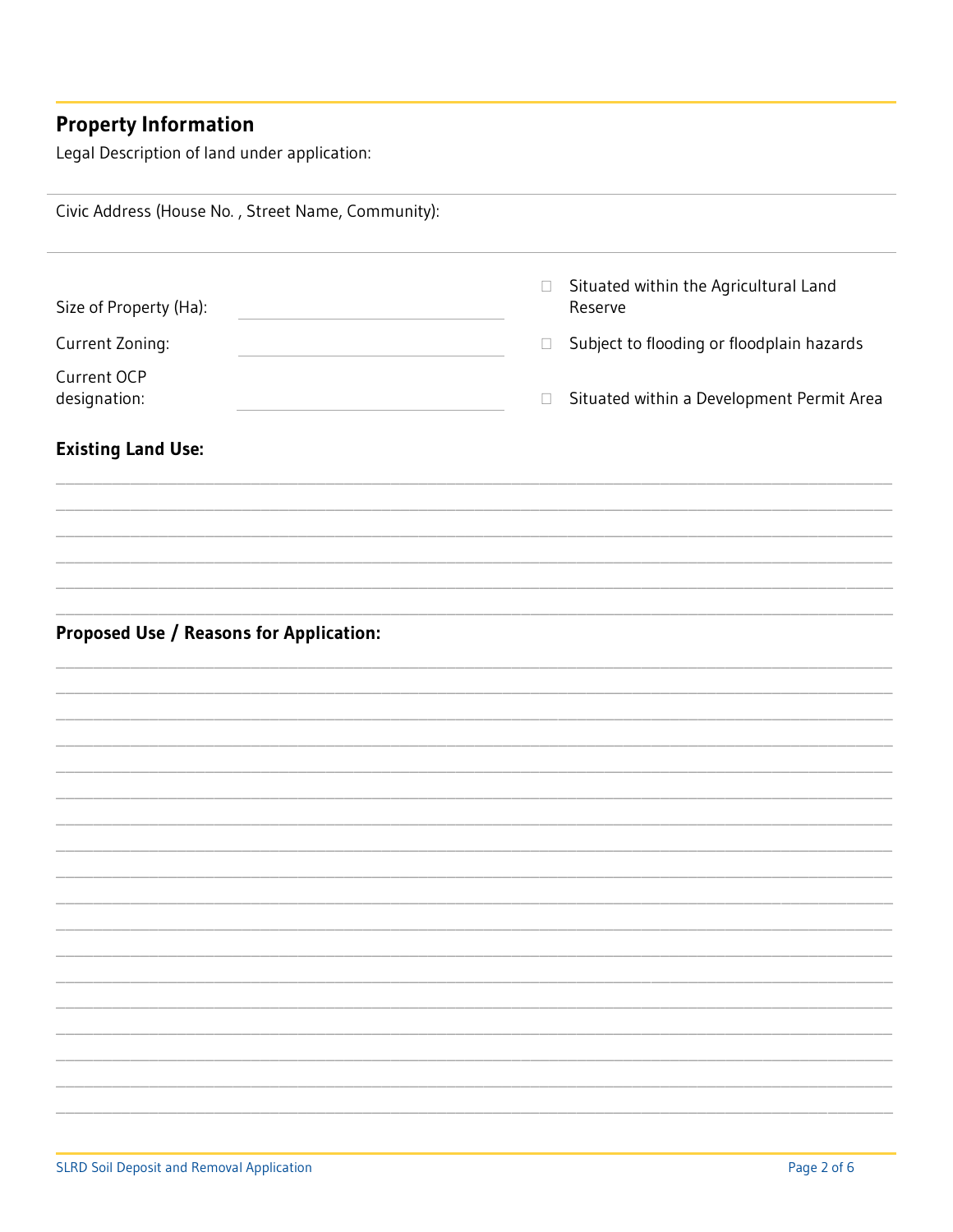## Property Information

Legal Description of land under application:

Civic Address (House No. , Street Name, Community):

Size of Property (Ha): \_\_\_\_\_\_\_\_\_\_\_\_\_\_\_\_\_\_\_\_

Current Zoning: \_\_\_\_\_\_\_\_\_\_\_\_\_\_\_\_\_\_\_\_

Current OCP designation: \_\_\_\_\_\_\_\_\_\_\_\_\_\_\_\_\_\_\_\_

- ☐ Situated within the Agricultural Land Reserve
- ☐ Subject to flooding or floodplain hazards
- ☐ Situated within a Development Permit Area

### Existing Land Use:

### Proposed Use / Reasons for Application: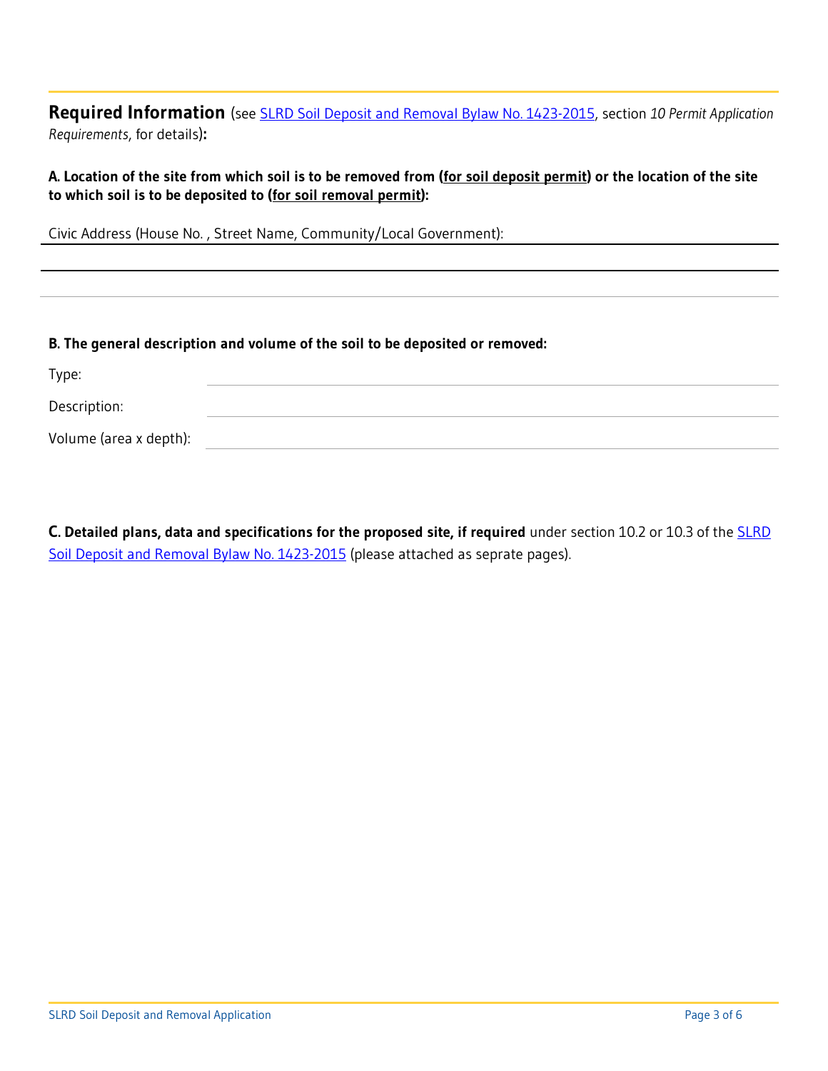## Required Information (see SLRD Soil Deposit and Removal Bylaw No. 1423-2015, section *10 Permit Application Requirements*, for details)**:**

**A. Location of the site from which soil is to be removed from (<u>for soil deposit permit</u>) or the location of the site to which soil is to be deposited to (<u>for soil removal permit</u>):**

Civic Address (House No. , Street Name, Community/Local Government):

**B. The general description and volume of the soil to be deposited or removed:**

Type:

Description:

Volume (area x depth):

**C. Detailed plans, data and specifications for the proposed site, if required** under section 10.2 or 10.3 of the SLRD Soil Deposit and Removal Bylaw No. 1423-2015 (please attached as seprate pages).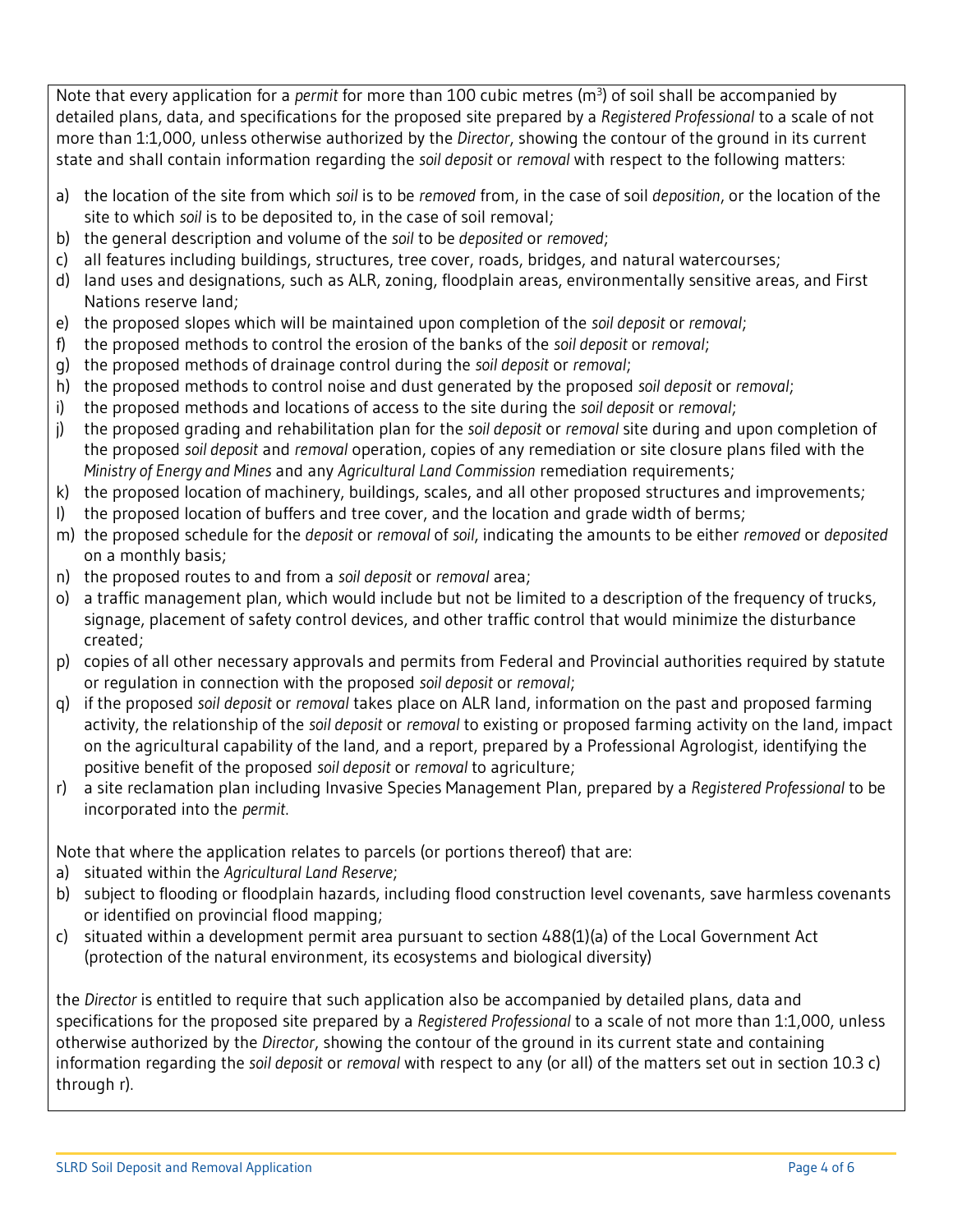Note that every application for a *permit* for more than 100 cubic metres ($m^3$) of soil shall be accompanied by detailed plans, data, and specifications for the proposed site prepared by a *Registered Professional* to a scale of not more than 1:1,000, unless otherwise authorized by the *Director*, showing the contour of the ground in its current state and shall contain information regarding the *soil deposit* or *removal* with respect to the following matters:

a) the location of the site from which *soil* is to be *removed* from, in the case of soil *deposition*, or the location of the site to which *soil* is to be deposited to, in the case of soil removal;
b) the general description and volume of the *soil* to be *deposited* or *removed*;
c) all features including buildings, structures, tree cover, roads, bridges, and natural watercourses;
d) land uses and designations, such as ALR, zoning, floodplain areas, environmentally sensitive areas, and First Nations reserve land;
e) the proposed slopes which will be maintained upon completion of the *soil deposit* or *removal*;
f) the proposed methods to control the erosion of the banks of the *soil deposit* or *removal*;
g) the proposed methods of drainage control during the *soil deposit* or *removal*;
h) the proposed methods to control noise and dust generated by the proposed *soil deposit* or *removal*;
i) the proposed methods and locations of access to the site during the *soil deposit* or *removal*;
j) the proposed grading and rehabilitation plan for the *soil deposit* or *removal* site during and upon completion of the proposed *soil deposit* and *removal* operation, copies of any remediation or site closure plans filed with the *Ministry of Energy and Mines* and any *Agricultural Land Commission* remediation requirements;
k) the proposed location of machinery, buildings, scales, and all other proposed structures and improvements;
l) the proposed location of buffers and tree cover, and the location and grade width of berms;
m) the proposed schedule for the *deposit* or *removal* of *soil*, indicating the amounts to be either *removed* or *deposited* on a monthly basis;
n) the proposed routes to and from a *soil deposit* or *removal* area;
o) a traffic management plan, which would include but not be limited to a description of the frequency of trucks, signage, placement of safety control devices, and other traffic control that would minimize the disturbance created;
p) copies of all other necessary approvals and permits from Federal and Provincial authorities required by statute or regulation in connection with the proposed *soil deposit* or *removal*;
q) if the proposed *soil deposit* or *removal* takes place on ALR land, information on the past and proposed farming activity, the relationship of the *soil deposit* or *removal* to existing or proposed farming activity on the land, impact on the agricultural capability of the land, and a report, prepared by a Professional Agrologist, identifying the positive benefit of the proposed *soil deposit* or *removal* to agriculture;
r) a site reclamation plan including Invasive Species Management Plan, prepared by a *Registered Professional* to be incorporated into the *permit*.

Note that where the application relates to parcels (or portions thereof) that are:

a) situated within the *Agricultural Land Reserve*;
b) subject to flooding or floodplain hazards, including flood construction level covenants, save harmless covenants or identified on provincial flood mapping;
c) situated within a development permit area pursuant to section 488(1)(a) of the Local Government Act (protection of the natural environment, its ecosystems and biological diversity)

the *Director* is entitled to require that such application also be accompanied by detailed plans, data and specifications for the proposed site prepared by a *Registered Professional* to a scale of not more than 1:1,000, unless otherwise authorized by the *Director*, showing the contour of the ground in its current state and containing information regarding the *soil deposit* or *removal* with respect to any (or all) of the matters set out in section 10.3 c) through r).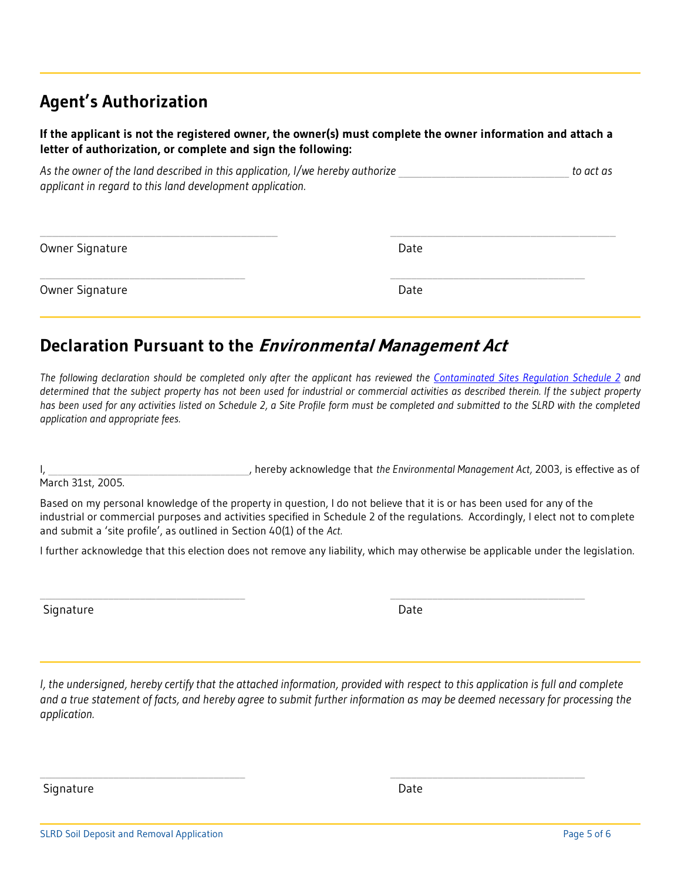## Agent's Authorization

**If the applicant is not the registered owner, the owner(s) must complete the owner information and attach a letter of authorization, or complete and sign the following:**

*As the owner of the land described in this application, I/we hereby authorize* ______________________________ *to act as applicant in regard to this land development application.*

__________________________________________ &nbsp;&nbsp;&nbsp;&nbsp; __________________________________________

Owner Signature &nbsp;&nbsp;&nbsp;&nbsp; Date

__________________________________________ &nbsp;&nbsp;&nbsp;&nbsp; __________________________________________

Owner Signature &nbsp;&nbsp;&nbsp;&nbsp; Date

## Declaration Pursuant to the *Environmental Management Act*

*The following declaration should be completed only after the applicant has reviewed the [Contaminated Sites Regulation Schedule 2](#) and determined that the subject property has not been used for industrial or commercial activities as described therein. If the subject property has been used for any activities listed on Schedule 2, a Site Profile form must be completed and submitted to the SLRD with the completed application and appropriate fees.*

I, ____________________________________, hereby acknowledge that *the Environmental Management Act,* 2003, is effective as of March 31st, 2005.

Based on my personal knowledge of the property in question, I do not believe that it is or has been used for any of the industrial or commercial purposes and activities specified in Schedule 2 of the regulations. Accordingly, I elect not to complete and submit a 'site profile', as outlined in Section 40(1) of the *Act.*

I further acknowledge that this election does not remove any liability, which may otherwise be applicable under the legislation.

__________________________________________ &nbsp;&nbsp;&nbsp;&nbsp; __________________________________________

Signature &nbsp;&nbsp;&nbsp;&nbsp; Date

*I, the undersigned, hereby certify that the attached information, provided with respect to this application is full and complete and a true statement of facts, and hereby agree to submit further information as may be deemed necessary for processing the application.*

__________________________________________ &nbsp;&nbsp;&nbsp;&nbsp; __________________________________________

Signature &nbsp;&nbsp;&nbsp;&nbsp; Date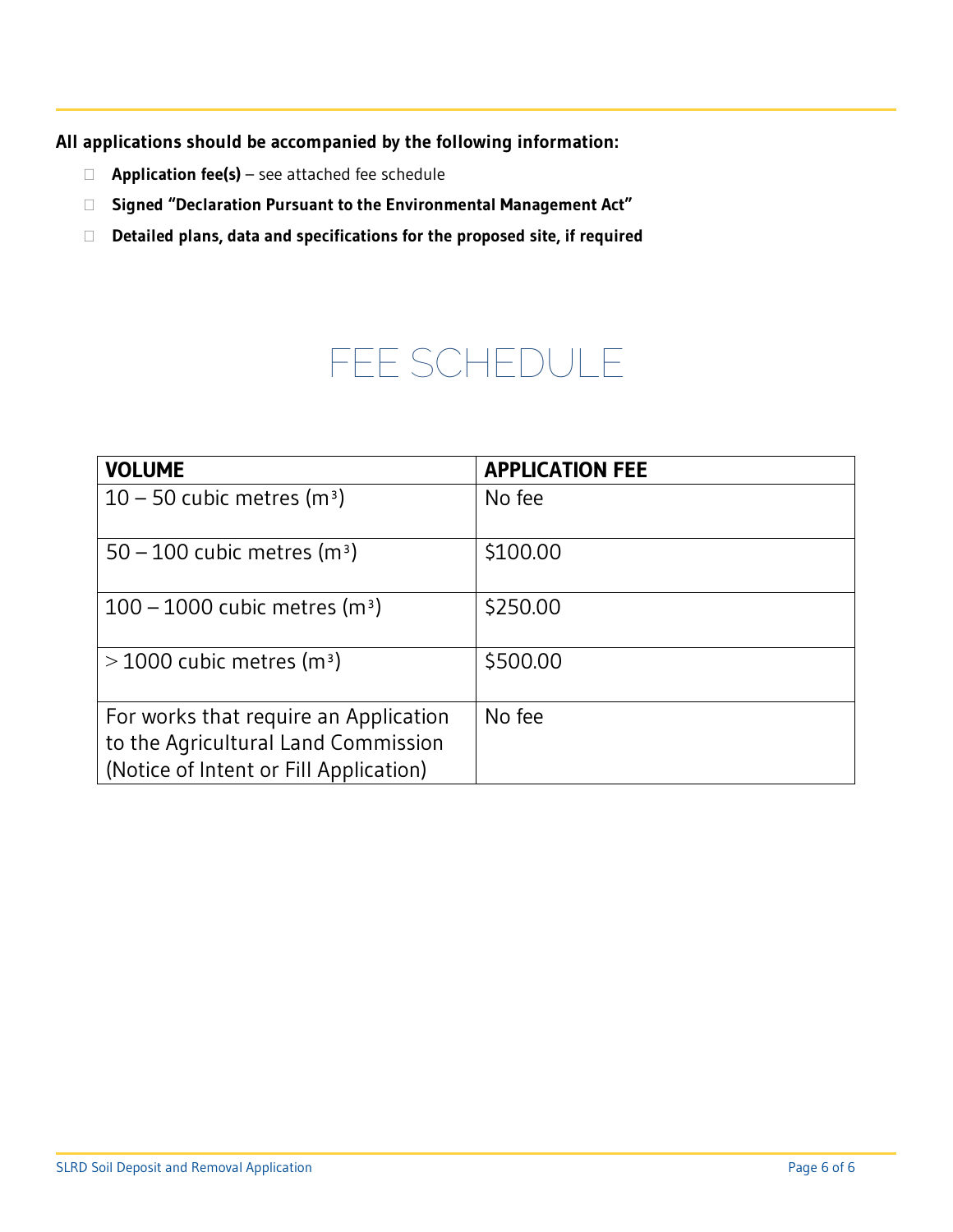**All applications should be accompanied by the following information:**

- ☐ **Application fee(s)** – see attached fee schedule
- ☐ **Signed "Declaration Pursuant to the Environmental Management Act"**
- ☐ **Detailed plans, data and specifications for the proposed site, if required**

# FEE SCHEDULE

| VOLUME | APPLICATION FEE |
|---|---|
| 10 – 50 cubic metres ($m^3$) | No fee |
| 50 – 100 cubic metres ($m^3$) | $100.00 |
| 100 – 1000 cubic metres ($m^3$) | $250.00 |
| > 1000 cubic metres ($m^3$) | $500.00 |
| For works that require an Application to the Agricultural Land Commission (Notice of Intent or Fill Application) | No fee |